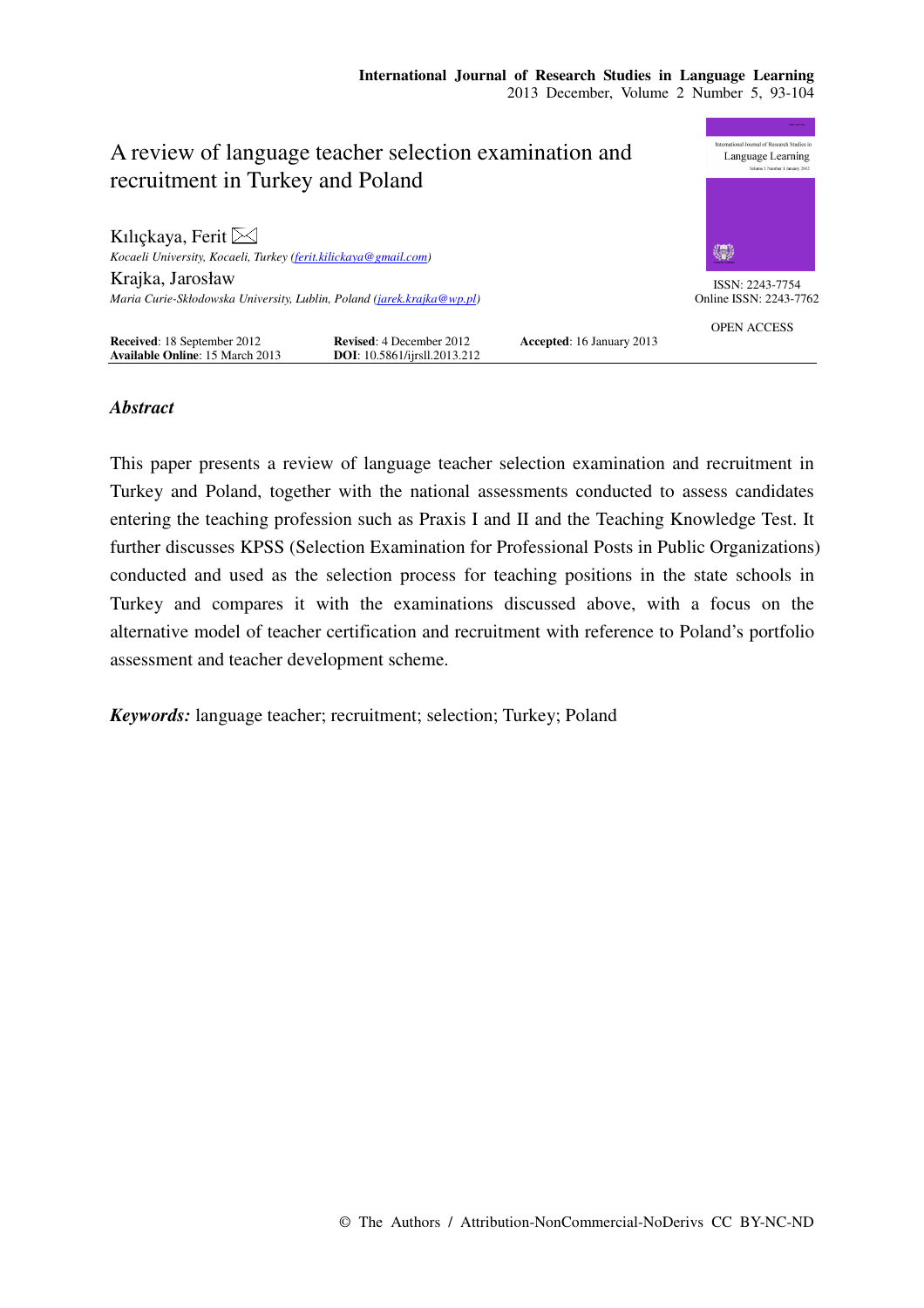# A review of language teacher selection examination and recruitment in Turkey and Poland

Kılıçkaya, Ferit ✉
*Kocaeli University, Kocaeli, Turkey (ferit.kilickaya@gmail.com)*

Krajka, Jarosław
*Maria Curie-Skłodowska University, Lublin, Poland (jarek.krajka@wp.pl)*

ISSN: 2243-7754
Online ISSN: 2243-7762

OPEN ACCESS

**Received**: 18 September 2012 **Revised**: 4 December 2012 **Accepted**: 16 January 2013
**Available Online**: 15 March 2013 **DOI**: 10.5861/ijrsll.2013.212

## *Abstract*

This paper presents a review of language teacher selection examination and recruitment in Turkey and Poland, together with the national assessments conducted to assess candidates entering the teaching profession such as Praxis I and II and the Teaching Knowledge Test. It further discusses KPSS (Selection Examination for Professional Posts in Public Organizations) conducted and used as the selection process for teaching positions in the state schools in Turkey and compares it with the examinations discussed above, with a focus on the alternative model of teacher certification and recruitment with reference to Poland's portfolio assessment and teacher development scheme.

***Keywords:*** language teacher; recruitment; selection; Turkey; Poland

© The Authors / Attribution-NonCommercial-NoDerivs CC BY-NC-ND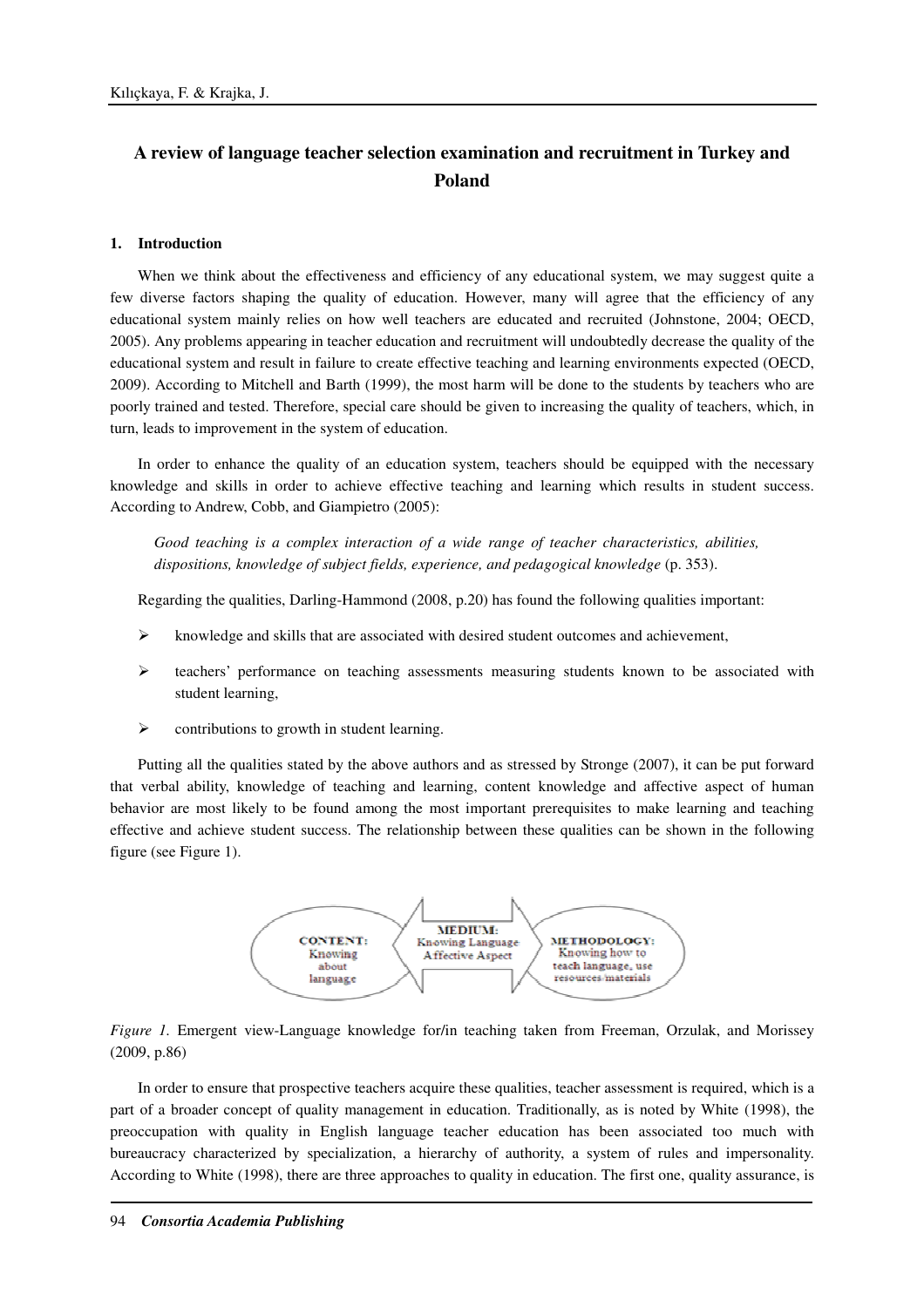# A review of language teacher selection examination and recruitment in Turkey and Poland

## 1. Introduction

When we think about the effectiveness and efficiency of any educational system, we may suggest quite a few diverse factors shaping the quality of education. However, many will agree that the efficiency of any educational system mainly relies on how well teachers are educated and recruited (Johnstone, 2004; OECD, 2005). Any problems appearing in teacher education and recruitment will undoubtedly decrease the quality of the educational system and result in failure to create effective teaching and learning environments expected (OECD, 2009). According to Mitchell and Barth (1999), the most harm will be done to the students by teachers who are poorly trained and tested. Therefore, special care should be given to increasing the quality of teachers, which, in turn, leads to improvement in the system of education.

In order to enhance the quality of an education system, teachers should be equipped with the necessary knowledge and skills in order to achieve effective teaching and learning which results in student success. According to Andrew, Cobb, and Giampietro (2005):

> *Good teaching is a complex interaction of a wide range of teacher characteristics, abilities, dispositions, knowledge of subject fields, experience, and pedagogical knowledge* (p. 353).

Regarding the qualities, Darling-Hammond (2008, p.20) has found the following qualities important:

- knowledge and skills that are associated with desired student outcomes and achievement,
- teachers' performance on teaching assessments measuring students known to be associated with student learning,
- contributions to growth in student learning.

Putting all the qualities stated by the above authors and as stressed by Stronge (2007), it can be put forward that verbal ability, knowledge of teaching and learning, content knowledge and affective aspect of human behavior are most likely to be found among the most important prerequisites to make learning and teaching effective and achieve student success. The relationship between these qualities can be shown in the following figure (see Figure 1).

CONTENT: Knowing about language | MEDIUM: Knowing Language Affective Aspect | METHODOLOGY: Knowing how to teach language, use resources/materials

*Figure 1.* Emergent view-Language knowledge for/in teaching taken from Freeman, Orzulak, and Morissey (2009, p.86)

In order to ensure that prospective teachers acquire these qualities, teacher assessment is required, which is a part of a broader concept of quality management in education. Traditionally, as is noted by White (1998), the preoccupation with quality in English language teacher education has been associated too much with bureaucracy characterized by specialization, a hierarchy of authority, a system of rules and impersonality. According to White (1998), there are three approaches to quality in education. The first one, quality assurance, is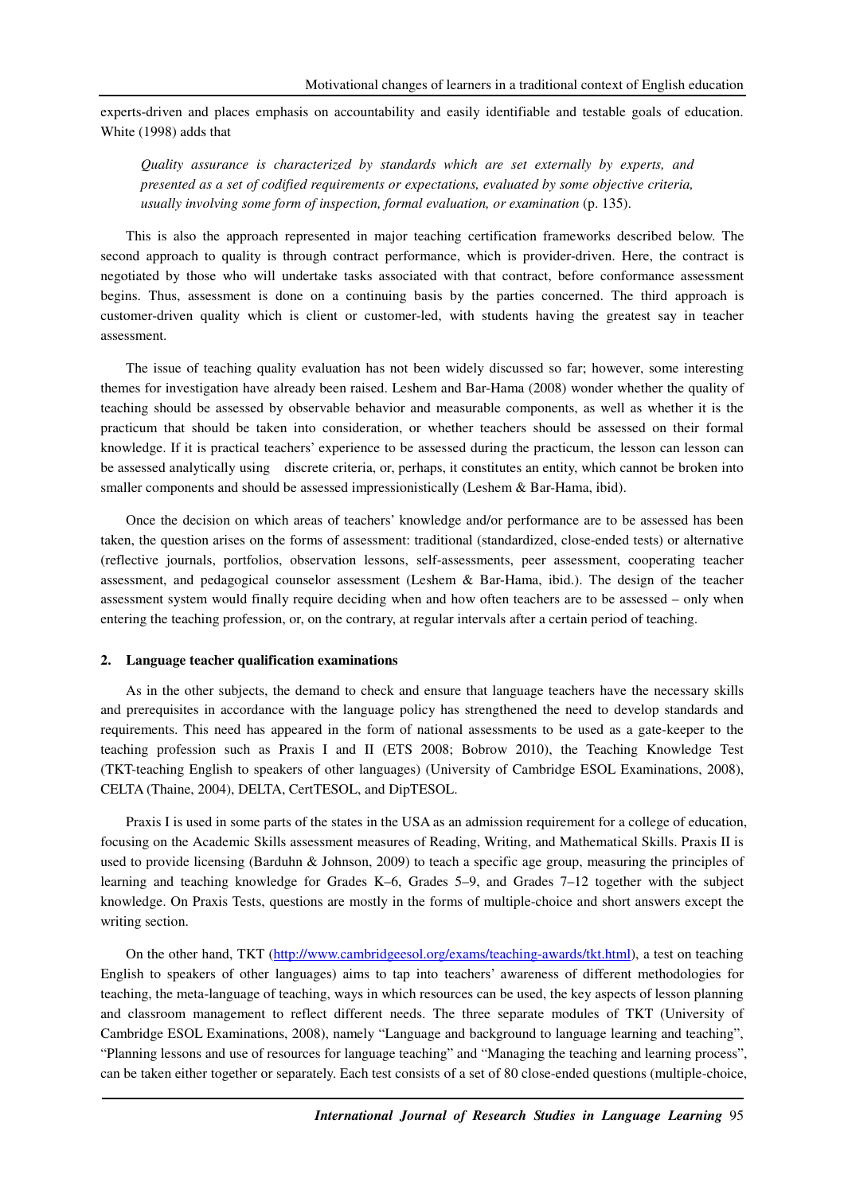experts-driven and places emphasis on accountability and easily identifiable and testable goals of education. White (1998) adds that

> *Quality assurance is characterized by standards which are set externally by experts, and presented as a set of codified requirements or expectations, evaluated by some objective criteria, usually involving some form of inspection, formal evaluation, or examination* (p. 135).

This is also the approach represented in major teaching certification frameworks described below. The second approach to quality is through contract performance, which is provider-driven. Here, the contract is negotiated by those who will undertake tasks associated with that contract, before conformance assessment begins. Thus, assessment is done on a continuing basis by the parties concerned. The third approach is customer-driven quality which is client or customer-led, with students having the greatest say in teacher assessment.

The issue of teaching quality evaluation has not been widely discussed so far; however, some interesting themes for investigation have already been raised. Leshem and Bar-Hama (2008) wonder whether the quality of teaching should be assessed by observable behavior and measurable components, as well as whether it is the practicum that should be taken into consideration, or whether teachers should be assessed on their formal knowledge. If it is practical teachers' experience to be assessed during the practicum, the lesson can lesson can be assessed analytically using discrete criteria, or, perhaps, it constitutes an entity, which cannot be broken into smaller components and should be assessed impressionistically (Leshem & Bar-Hama, ibid).

Once the decision on which areas of teachers' knowledge and/or performance are to be assessed has been taken, the question arises on the forms of assessment: traditional (standardized, close-ended tests) or alternative (reflective journals, portfolios, observation lessons, self-assessments, peer assessment, cooperating teacher assessment, and pedagogical counselor assessment (Leshem & Bar-Hama, ibid.). The design of the teacher assessment system would finally require deciding when and how often teachers are to be assessed – only when entering the teaching profession, or, on the contrary, at regular intervals after a certain period of teaching.

## 2. Language teacher qualification examinations

As in the other subjects, the demand to check and ensure that language teachers have the necessary skills and prerequisites in accordance with the language policy has strengthened the need to develop standards and requirements. This need has appeared in the form of national assessments to be used as a gate-keeper to the teaching profession such as Praxis I and II (ETS 2008; Bobrow 2010), the Teaching Knowledge Test (TKT-teaching English to speakers of other languages) (University of Cambridge ESOL Examinations, 2008), CELTA (Thaine, 2004), DELTA, CertTESOL, and DipTESOL.

Praxis I is used in some parts of the states in the USA as an admission requirement for a college of education, focusing on the Academic Skills assessment measures of Reading, Writing, and Mathematical Skills. Praxis II is used to provide licensing (Barduhn & Johnson, 2009) to teach a specific age group, measuring the principles of learning and teaching knowledge for Grades K–6, Grades 5–9, and Grades 7–12 together with the subject knowledge. On Praxis Tests, questions are mostly in the forms of multiple-choice and short answers except the writing section.

On the other hand, TKT (http://www.cambridgeesol.org/exams/teaching-awards/tkt.html), a test on teaching English to speakers of other languages) aims to tap into teachers' awareness of different methodologies for teaching, the meta-language of teaching, ways in which resources can be used, the key aspects of lesson planning and classroom management to reflect different needs. The three separate modules of TKT (University of Cambridge ESOL Examinations, 2008), namely "Language and background to language learning and teaching", "Planning lessons and use of resources for language teaching" and "Managing the teaching and learning process", can be taken either together or separately. Each test consists of a set of 80 close-ended questions (multiple-choice,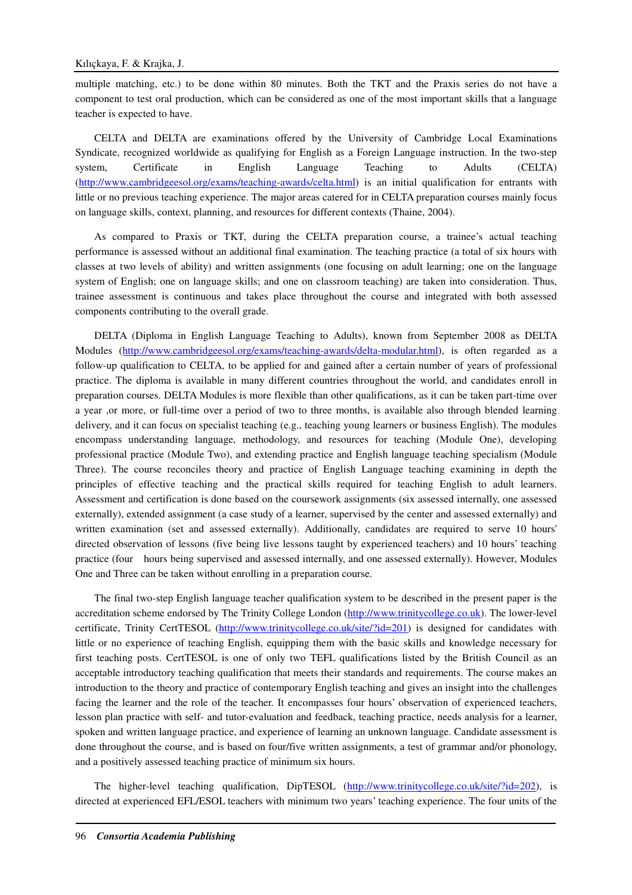multiple matching, etc.) to be done within 80 minutes. Both the TKT and the Praxis series do not have a component to test oral production, which can be considered as one of the most important skills that a language teacher is expected to have.

CELTA and DELTA are examinations offered by the University of Cambridge Local Examinations Syndicate, recognized worldwide as qualifying for English as a Foreign Language instruction. In the two-step system, Certificate in English Language Teaching to Adults (CELTA) (http://www.cambridgeesol.org/exams/teaching-awards/celta.html) is an initial qualification for entrants with little or no previous teaching experience. The major areas catered for in CELTA preparation courses mainly focus on language skills, context, planning, and resources for different contexts (Thaine, 2004).

As compared to Praxis or TKT, during the CELTA preparation course, a trainee's actual teaching performance is assessed without an additional final examination. The teaching practice (a total of six hours with classes at two levels of ability) and written assignments (one focusing on adult learning; one on the language system of English; one on language skills; and one on classroom teaching) are taken into consideration. Thus, trainee assessment is continuous and takes place throughout the course and integrated with both assessed components contributing to the overall grade.

DELTA (Diploma in English Language Teaching to Adults), known from September 2008 as DELTA Modules (http://www.cambridgeesol.org/exams/teaching-awards/delta-modular.html), is often regarded as a follow-up qualification to CELTA, to be applied for and gained after a certain number of years of professional practice. The diploma is available in many different countries throughout the world, and candidates enroll in preparation courses. DELTA Modules is more flexible than other qualifications, as it can be taken part-time over a year ,or more, or full-time over a period of two to three months, is available also through blended learning delivery, and it can focus on specialist teaching (e.g., teaching young learners or business English). The modules encompass understanding language, methodology, and resources for teaching (Module One), developing professional practice (Module Two), and extending practice and English language teaching specialism (Module Three). The course reconciles theory and practice of English Language teaching examining in depth the principles of effective teaching and the practical skills required for teaching English to adult learners. Assessment and certification is done based on the coursework assignments (six assessed internally, one assessed externally), extended assignment (a case study of a learner, supervised by the center and assessed externally) and written examination (set and assessed externally). Additionally, candidates are required to serve 10 hours' directed observation of lessons (five being live lessons taught by experienced teachers) and 10 hours' teaching practice (four hours being supervised and assessed internally, and one assessed externally). However, Modules One and Three can be taken without enrolling in a preparation course.

The final two-step English language teacher qualification system to be described in the present paper is the accreditation scheme endorsed by The Trinity College London (http://www.trinitycollege.co.uk). The lower-level certificate, Trinity CertTESOL (http://www.trinitycollege.co.uk/site/?id=201) is designed for candidates with little or no experience of teaching English, equipping them with the basic skills and knowledge necessary for first teaching posts. CertTESOL is one of only two TEFL qualifications listed by the British Council as an acceptable introductory teaching qualification that meets their standards and requirements. The course makes an introduction to the theory and practice of contemporary English teaching and gives an insight into the challenges facing the learner and the role of the teacher. It encompasses four hours' observation of experienced teachers, lesson plan practice with self- and tutor-evaluation and feedback, teaching practice, needs analysis for a learner, spoken and written language practice, and experience of learning an unknown language. Candidate assessment is done throughout the course, and is based on four/five written assignments, a test of grammar and/or phonology, and a positively assessed teaching practice of minimum six hours.

The higher-level teaching qualification, DipTESOL (http://www.trinitycollege.co.uk/site/?id=202), is directed at experienced EFL/ESOL teachers with minimum two years' teaching experience. The four units of the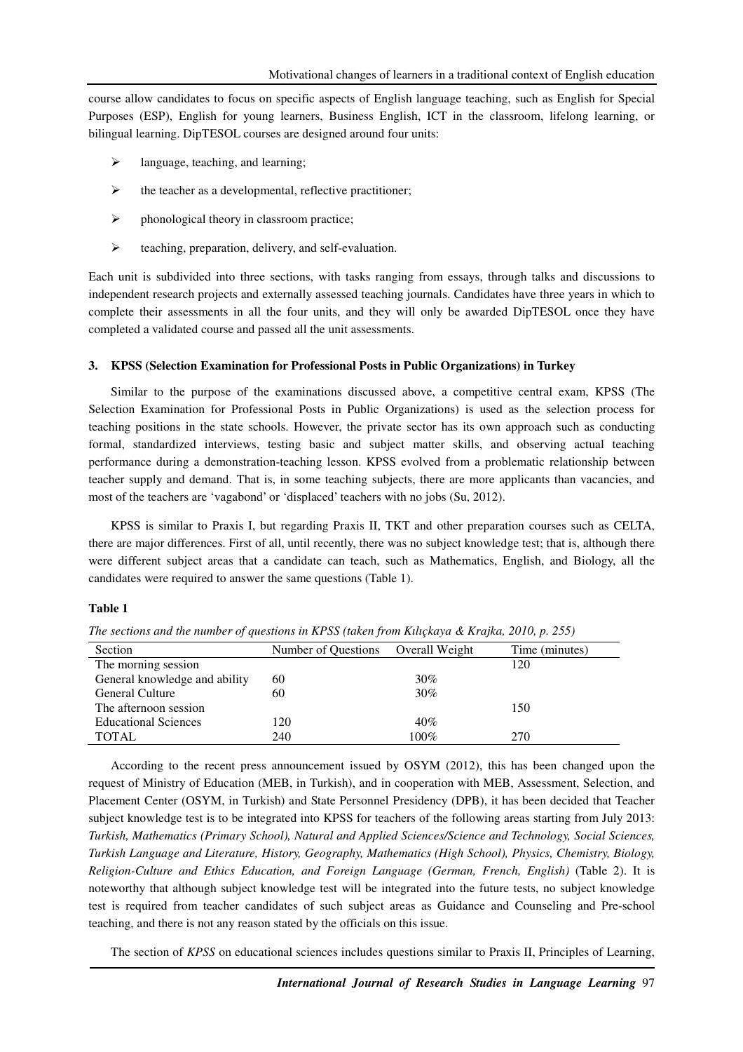course allow candidates to focus on specific aspects of English language teaching, such as English for Special Purposes (ESP), English for young learners, Business English, ICT in the classroom, lifelong learning, or bilingual learning. DipTESOL courses are designed around four units:

- language, teaching, and learning;
- the teacher as a developmental, reflective practitioner;
- phonological theory in classroom practice;
- teaching, preparation, delivery, and self-evaluation.

Each unit is subdivided into three sections, with tasks ranging from essays, through talks and discussions to independent research projects and externally assessed teaching journals. Candidates have three years in which to complete their assessments in all the four units, and they will only be awarded DipTESOL once they have completed a validated course and passed all the unit assessments.

### 3. KPSS (Selection Examination for Professional Posts in Public Organizations) in Turkey

Similar to the purpose of the examinations discussed above, a competitive central exam, KPSS (The Selection Examination for Professional Posts in Public Organizations) is used as the selection process for teaching positions in the state schools. However, the private sector has its own approach such as conducting formal, standardized interviews, testing basic and subject matter skills, and observing actual teaching performance during a demonstration-teaching lesson. KPSS evolved from a problematic relationship between teacher supply and demand. That is, in some teaching subjects, there are more applicants than vacancies, and most of the teachers are 'vagabond' or 'displaced' teachers with no jobs (Su, 2012).

KPSS is similar to Praxis I, but regarding Praxis II, TKT and other preparation courses such as CELTA, there are major differences. First of all, until recently, there was no subject knowledge test; that is, although there were different subject areas that a candidate can teach, such as Mathematics, English, and Biology, all the candidates were required to answer the same questions (Table 1).

**Table 1**

*The sections and the number of questions in KPSS (taken from Kılıçkaya & Krajka, 2010, p. 255)*

| Section | Number of Questions | Overall Weight | Time (minutes) |
|---|---|---|---|
| The morning session | | | 120 |
| General knowledge and ability | 60 | 30% | |
| General Culture | 60 | 30% | |
| The afternoon session | | | 150 |
| Educational Sciences | 120 | 40% | |
| TOTAL | 240 | 100% | 270 |

According to the recent press announcement issued by OSYM (2012), this has been changed upon the request of Ministry of Education (MEB, in Turkish), and in cooperation with MEB, Assessment, Selection, and Placement Center (OSYM, in Turkish) and State Personnel Presidency (DPB), it has been decided that Teacher subject knowledge test is to be integrated into KPSS for teachers of the following areas starting from July 2013: *Turkish, Mathematics (Primary School), Natural and Applied Sciences/Science and Technology, Social Sciences, Turkish Language and Literature, History, Geography, Mathematics (High School), Physics, Chemistry, Biology, Religion-Culture and Ethics Education, and Foreign Language (German, French, English)* (Table 2). It is noteworthy that although subject knowledge test will be integrated into the future tests, no subject knowledge test is required from teacher candidates of such subject areas as Guidance and Counseling and Pre-school teaching, and there is not any reason stated by the officials on this issue.

The section of *KPSS* on educational sciences includes questions similar to Praxis II, Principles of Learning,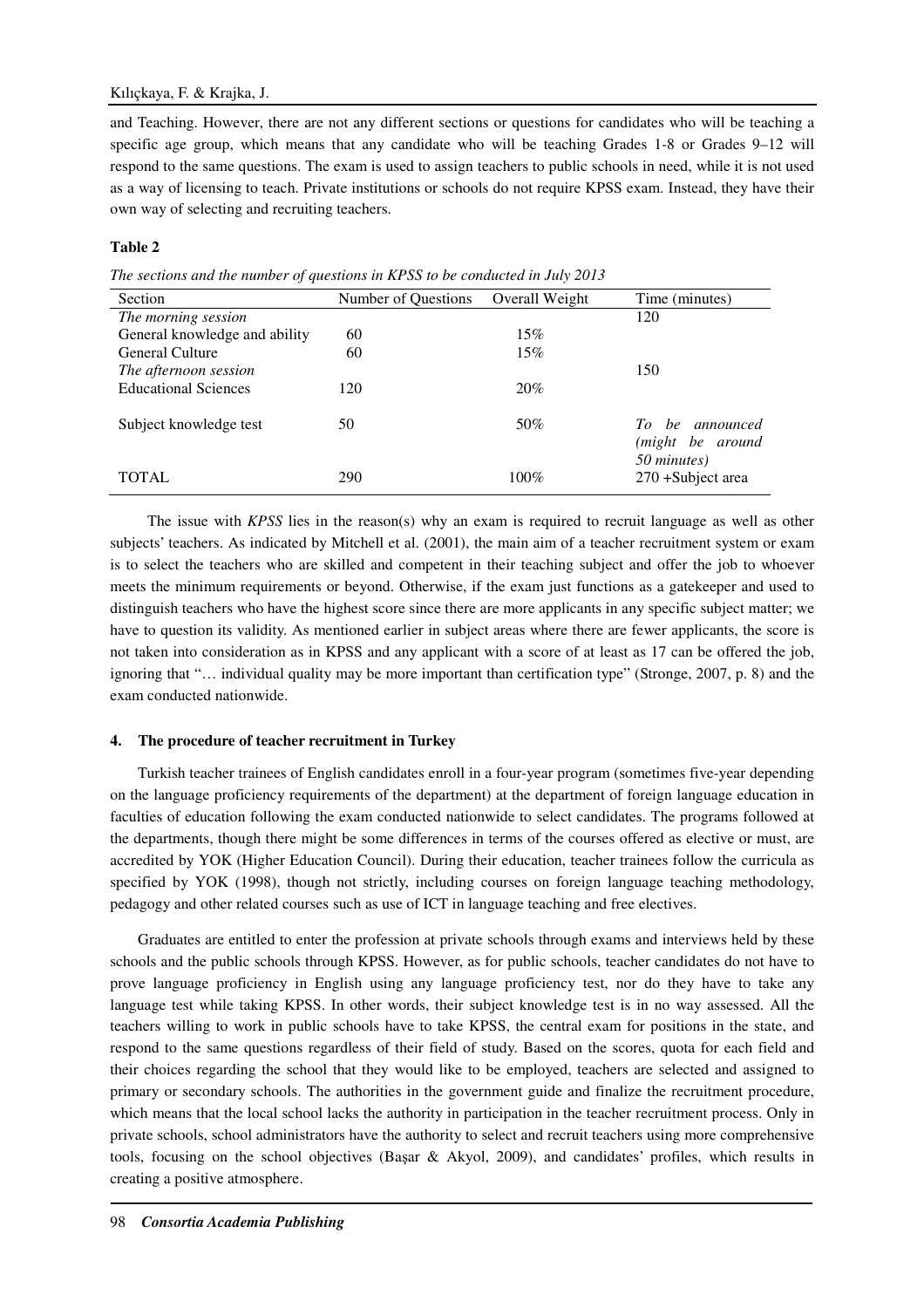and Teaching. However, there are not any different sections or questions for candidates who will be teaching a specific age group, which means that any candidate who will be teaching Grades 1-8 or Grades 9–12 will respond to the same questions. The exam is used to assign teachers to public schools in need, while it is not used as a way of licensing to teach. Private institutions or schools do not require KPSS exam. Instead, they have their own way of selecting and recruiting teachers.

**Table 2**

*The sections and the number of questions in KPSS to be conducted in July 2013*

| Section | Number of Questions | Overall Weight | Time (minutes) |
|---|---|---|---|
| *The morning session* | | | 120 |
| General knowledge and ability | 60 | 15% | |
| General Culture | 60 | 15% | |
| *The afternoon session* | | | 150 |
| Educational Sciences | 120 | 20% | |
| Subject knowledge test | 50 | 50% | *To be announced (might be around 50 minutes)* |
| TOTAL | 290 | 100% | 270 +Subject area |

The issue with *KPSS* lies in the reason(s) why an exam is required to recruit language as well as other subjects' teachers. As indicated by Mitchell et al. (2001), the main aim of a teacher recruitment system or exam is to select the teachers who are skilled and competent in their teaching subject and offer the job to whoever meets the minimum requirements or beyond. Otherwise, if the exam just functions as a gatekeeper and used to distinguish teachers who have the highest score since there are more applicants in any specific subject matter; we have to question its validity. As mentioned earlier in subject areas where there are fewer applicants, the score is not taken into consideration as in KPSS and any applicant with a score of at least as 17 can be offered the job, ignoring that "… individual quality may be more important than certification type" (Stronge, 2007, p. 8) and the exam conducted nationwide.

## 4. The procedure of teacher recruitment in Turkey

Turkish teacher trainees of English candidates enroll in a four-year program (sometimes five-year depending on the language proficiency requirements of the department) at the department of foreign language education in faculties of education following the exam conducted nationwide to select candidates. The programs followed at the departments, though there might be some differences in terms of the courses offered as elective or must, are accredited by YOK (Higher Education Council). During their education, teacher trainees follow the curricula as specified by YOK (1998), though not strictly, including courses on foreign language teaching methodology, pedagogy and other related courses such as use of ICT in language teaching and free electives.

Graduates are entitled to enter the profession at private schools through exams and interviews held by these schools and the public schools through KPSS. However, as for public schools, teacher candidates do not have to prove language proficiency in English using any language proficiency test, nor do they have to take any language test while taking KPSS. In other words, their subject knowledge test is in no way assessed. All the teachers willing to work in public schools have to take KPSS, the central exam for positions in the state, and respond to the same questions regardless of their field of study. Based on the scores, quota for each field and their choices regarding the school that they would like to be employed, teachers are selected and assigned to primary or secondary schools. The authorities in the government guide and finalize the recruitment procedure, which means that the local school lacks the authority in participation in the teacher recruitment process. Only in private schools, school administrators have the authority to select and recruit teachers using more comprehensive tools, focusing on the school objectives (Başar & Akyol, 2009), and candidates' profiles, which results in creating a positive atmosphere.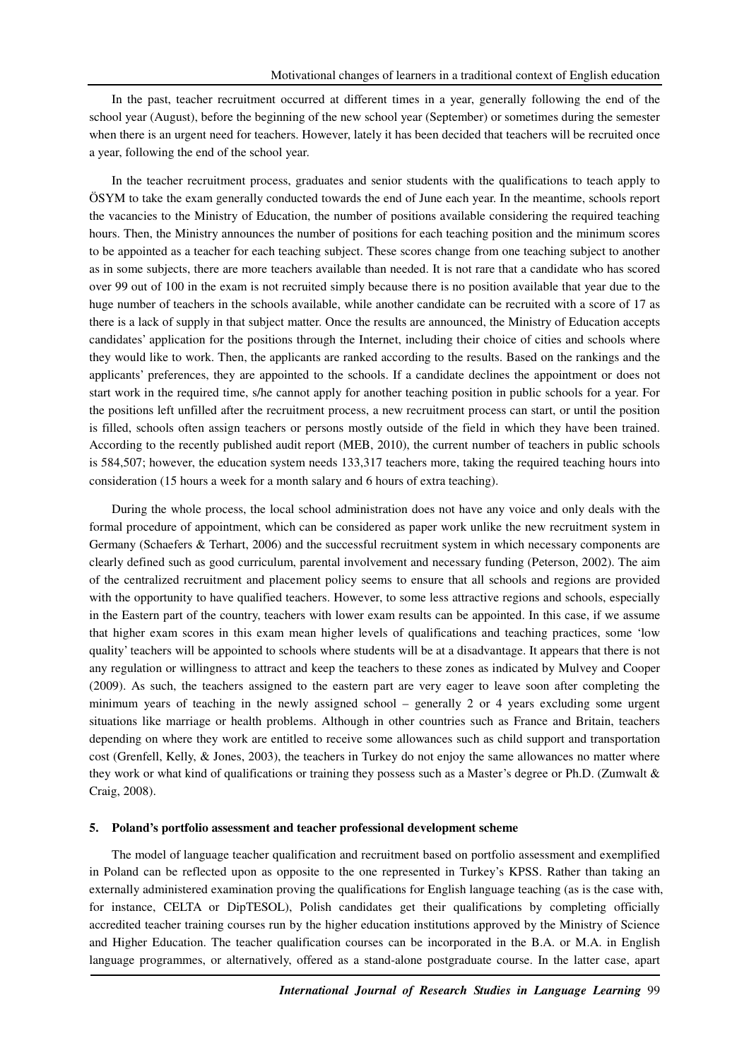In the past, teacher recruitment occurred at different times in a year, generally following the end of the school year (August), before the beginning of the new school year (September) or sometimes during the semester when there is an urgent need for teachers. However, lately it has been decided that teachers will be recruited once a year, following the end of the school year.

In the teacher recruitment process, graduates and senior students with the qualifications to teach apply to ÖSYM to take the exam generally conducted towards the end of June each year. In the meantime, schools report the vacancies to the Ministry of Education, the number of positions available considering the required teaching hours. Then, the Ministry announces the number of positions for each teaching position and the minimum scores to be appointed as a teacher for each teaching subject. These scores change from one teaching subject to another as in some subjects, there are more teachers available than needed. It is not rare that a candidate who has scored over 99 out of 100 in the exam is not recruited simply because there is no position available that year due to the huge number of teachers in the schools available, while another candidate can be recruited with a score of 17 as there is a lack of supply in that subject matter. Once the results are announced, the Ministry of Education accepts candidates' application for the positions through the Internet, including their choice of cities and schools where they would like to work. Then, the applicants are ranked according to the results. Based on the rankings and the applicants' preferences, they are appointed to the schools. If a candidate declines the appointment or does not start work in the required time, s/he cannot apply for another teaching position in public schools for a year. For the positions left unfilled after the recruitment process, a new recruitment process can start, or until the position is filled, schools often assign teachers or persons mostly outside of the field in which they have been trained. According to the recently published audit report (MEB, 2010), the current number of teachers in public schools is 584,507; however, the education system needs 133,317 teachers more, taking the required teaching hours into consideration (15 hours a week for a month salary and 6 hours of extra teaching).

During the whole process, the local school administration does not have any voice and only deals with the formal procedure of appointment, which can be considered as paper work unlike the new recruitment system in Germany (Schaefers & Terhart, 2006) and the successful recruitment system in which necessary components are clearly defined such as good curriculum, parental involvement and necessary funding (Peterson, 2002). The aim of the centralized recruitment and placement policy seems to ensure that all schools and regions are provided with the opportunity to have qualified teachers. However, to some less attractive regions and schools, especially in the Eastern part of the country, teachers with lower exam results can be appointed. In this case, if we assume that higher exam scores in this exam mean higher levels of qualifications and teaching practices, some 'low quality' teachers will be appointed to schools where students will be at a disadvantage. It appears that there is not any regulation or willingness to attract and keep the teachers to these zones as indicated by Mulvey and Cooper (2009). As such, the teachers assigned to the eastern part are very eager to leave soon after completing the minimum years of teaching in the newly assigned school – generally 2 or 4 years excluding some urgent situations like marriage or health problems. Although in other countries such as France and Britain, teachers depending on where they work are entitled to receive some allowances such as child support and transportation cost (Grenfell, Kelly, & Jones, 2003), the teachers in Turkey do not enjoy the same allowances no matter where they work or what kind of qualifications or training they possess such as a Master's degree or Ph.D. (Zumwalt & Craig, 2008).

## 5. Poland's portfolio assessment and teacher professional development scheme

The model of language teacher qualification and recruitment based on portfolio assessment and exemplified in Poland can be reflected upon as opposite to the one represented in Turkey's KPSS. Rather than taking an externally administered examination proving the qualifications for English language teaching (as is the case with, for instance, CELTA or DipTESOL), Polish candidates get their qualifications by completing officially accredited teacher training courses run by the higher education institutions approved by the Ministry of Science and Higher Education. The teacher qualification courses can be incorporated in the B.A. or M.A. in English language programmes, or alternatively, offered as a stand-alone postgraduate course. In the latter case, apart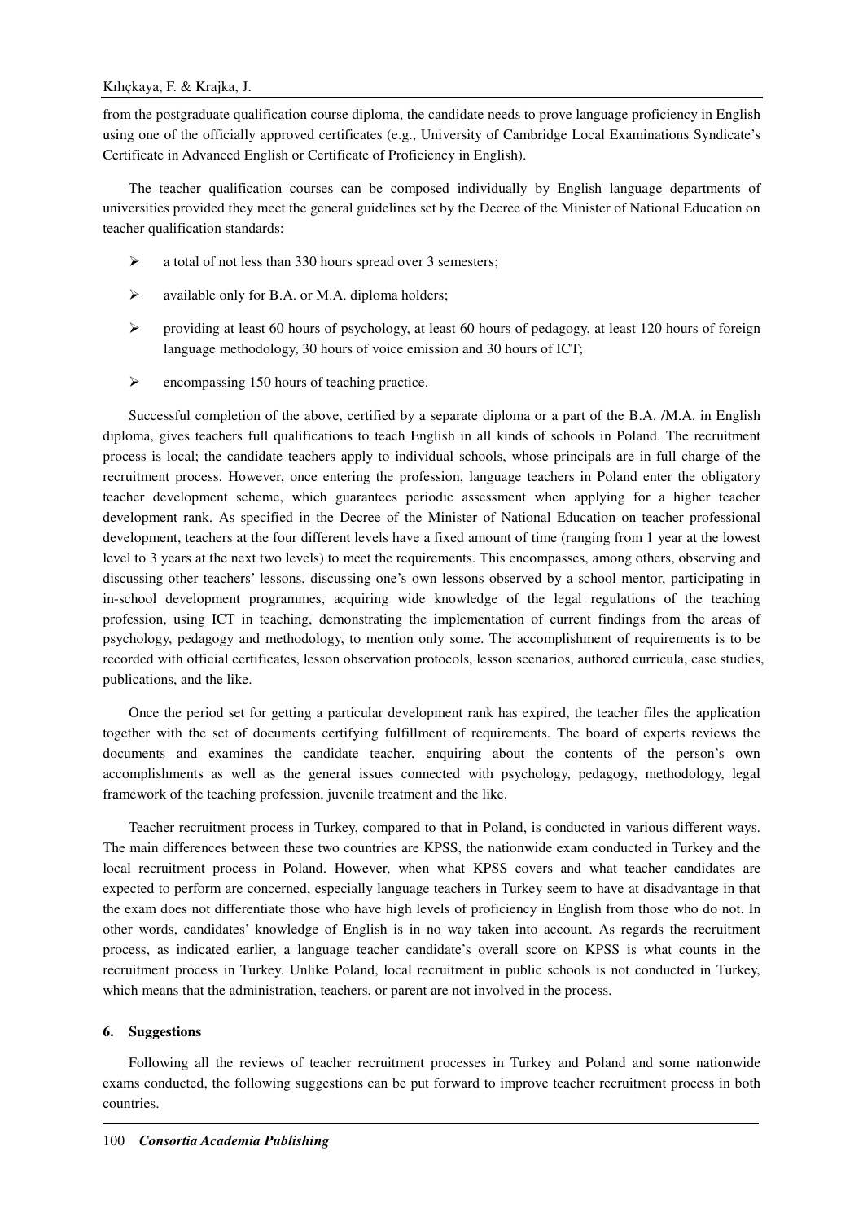from the postgraduate qualification course diploma, the candidate needs to prove language proficiency in English using one of the officially approved certificates (e.g., University of Cambridge Local Examinations Syndicate's Certificate in Advanced English or Certificate of Proficiency in English).

The teacher qualification courses can be composed individually by English language departments of universities provided they meet the general guidelines set by the Decree of the Minister of National Education on teacher qualification standards:

- a total of not less than 330 hours spread over 3 semesters;
- available only for B.A. or M.A. diploma holders;
- providing at least 60 hours of psychology, at least 60 hours of pedagogy, at least 120 hours of foreign language methodology, 30 hours of voice emission and 30 hours of ICT;
- encompassing 150 hours of teaching practice.

Successful completion of the above, certified by a separate diploma or a part of the B.A. /M.A. in English diploma, gives teachers full qualifications to teach English in all kinds of schools in Poland. The recruitment process is local; the candidate teachers apply to individual schools, whose principals are in full charge of the recruitment process. However, once entering the profession, language teachers in Poland enter the obligatory teacher development scheme, which guarantees periodic assessment when applying for a higher teacher development rank. As specified in the Decree of the Minister of National Education on teacher professional development, teachers at the four different levels have a fixed amount of time (ranging from 1 year at the lowest level to 3 years at the next two levels) to meet the requirements. This encompasses, among others, observing and discussing other teachers' lessons, discussing one's own lessons observed by a school mentor, participating in in-school development programmes, acquiring wide knowledge of the legal regulations of the teaching profession, using ICT in teaching, demonstrating the implementation of current findings from the areas of psychology, pedagogy and methodology, to mention only some. The accomplishment of requirements is to be recorded with official certificates, lesson observation protocols, lesson scenarios, authored curricula, case studies, publications, and the like.

Once the period set for getting a particular development rank has expired, the teacher files the application together with the set of documents certifying fulfillment of requirements. The board of experts reviews the documents and examines the candidate teacher, enquiring about the contents of the person's own accomplishments as well as the general issues connected with psychology, pedagogy, methodology, legal framework of the teaching profession, juvenile treatment and the like.

Teacher recruitment process in Turkey, compared to that in Poland, is conducted in various different ways. The main differences between these two countries are KPSS, the nationwide exam conducted in Turkey and the local recruitment process in Poland. However, when what KPSS covers and what teacher candidates are expected to perform are concerned, especially language teachers in Turkey seem to have at disadvantage in that the exam does not differentiate those who have high levels of proficiency in English from those who do not. In other words, candidates' knowledge of English is in no way taken into account. As regards the recruitment process, as indicated earlier, a language teacher candidate's overall score on KPSS is what counts in the recruitment process in Turkey. Unlike Poland, local recruitment in public schools is not conducted in Turkey, which means that the administration, teachers, or parent are not involved in the process.

## 6. Suggestions

Following all the reviews of teacher recruitment processes in Turkey and Poland and some nationwide exams conducted, the following suggestions can be put forward to improve teacher recruitment process in both countries.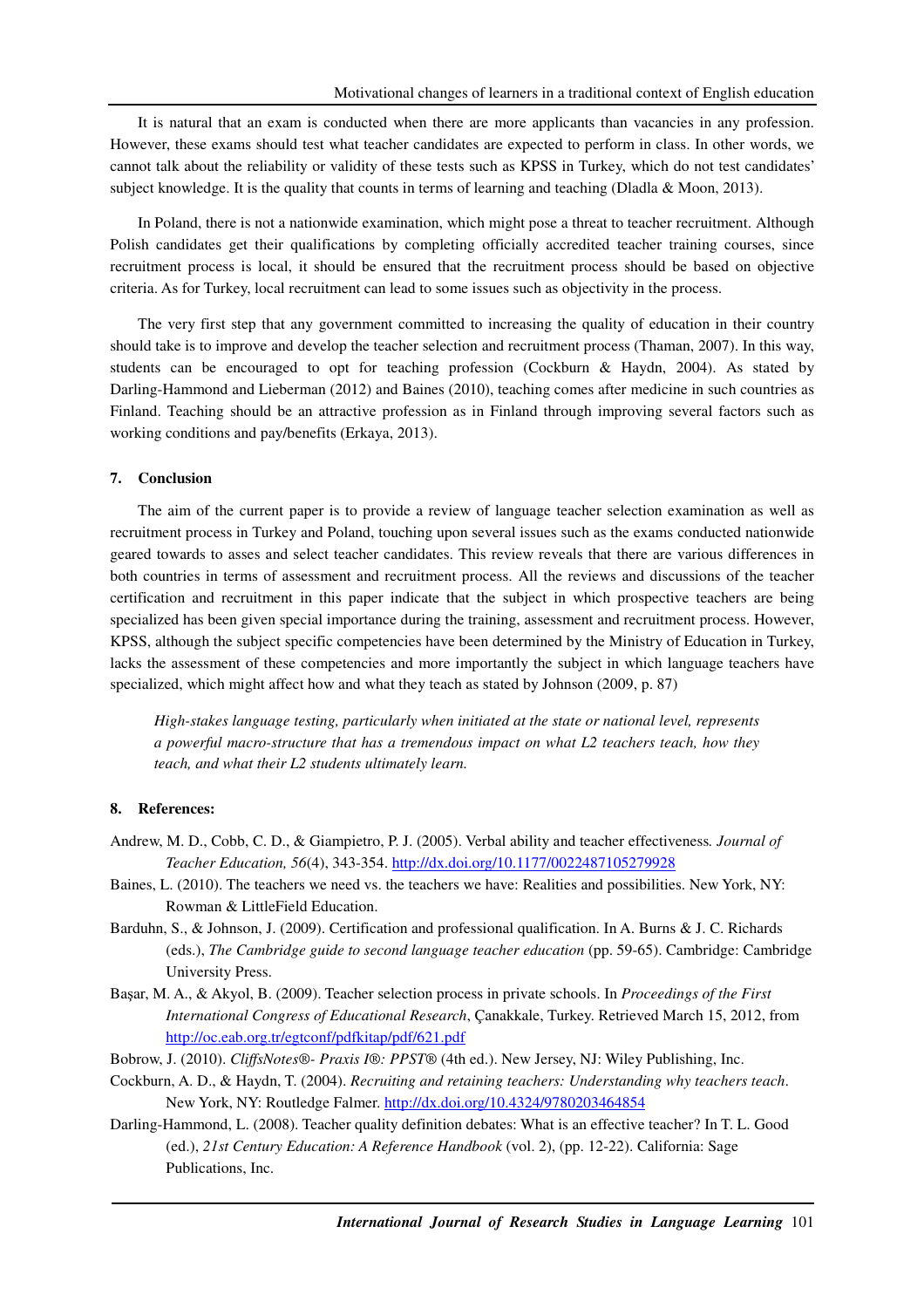It is natural that an exam is conducted when there are more applicants than vacancies in any profession. However, these exams should test what teacher candidates are expected to perform in class. In other words, we cannot talk about the reliability or validity of these tests such as KPSS in Turkey, which do not test candidates' subject knowledge. It is the quality that counts in terms of learning and teaching (Dladla & Moon, 2013).

In Poland, there is not a nationwide examination, which might pose a threat to teacher recruitment. Although Polish candidates get their qualifications by completing officially accredited teacher training courses, since recruitment process is local, it should be ensured that the recruitment process should be based on objective criteria. As for Turkey, local recruitment can lead to some issues such as objectivity in the process.

The very first step that any government committed to increasing the quality of education in their country should take is to improve and develop the teacher selection and recruitment process (Thaman, 2007). In this way, students can be encouraged to opt for teaching profession (Cockburn & Haydn, 2004). As stated by Darling-Hammond and Lieberman (2012) and Baines (2010), teaching comes after medicine in such countries as Finland. Teaching should be an attractive profession as in Finland through improving several factors such as working conditions and pay/benefits (Erkaya, 2013).

## 7. Conclusion

The aim of the current paper is to provide a review of language teacher selection examination as well as recruitment process in Turkey and Poland, touching upon several issues such as the exams conducted nationwide geared towards to asses and select teacher candidates. This review reveals that there are various differences in both countries in terms of assessment and recruitment process. All the reviews and discussions of the teacher certification and recruitment in this paper indicate that the subject in which prospective teachers are being specialized has been given special importance during the training, assessment and recruitment process. However, KPSS, although the subject specific competencies have been determined by the Ministry of Education in Turkey, lacks the assessment of these competencies and more importantly the subject in which language teachers have specialized, which might affect how and what they teach as stated by Johnson (2009, p. 87)

> *High-stakes language testing, particularly when initiated at the state or national level, represents a powerful macro-structure that has a tremendous impact on what L2 teachers teach, how they teach, and what their L2 students ultimately learn.*

## 8. References:

Andrew, M. D., Cobb, C. D., & Giampietro, P. J. (2005). Verbal ability and teacher effectiveness. *Journal of Teacher Education, 56*(4), 343-354. http://dx.doi.org/10.1177/0022487105279928

Baines, L. (2010). The teachers we need vs. the teachers we have: Realities and possibilities. New York, NY: Rowman & LittleField Education.

Barduhn, S., & Johnson, J. (2009). Certification and professional qualification. In A. Burns & J. C. Richards (eds.), *The Cambridge guide to second language teacher education* (pp. 59-65). Cambridge: Cambridge University Press.

Başar, M. A., & Akyol, B. (2009). Teacher selection process in private schools. In *Proceedings of the First International Congress of Educational Research*, Çanakkale, Turkey. Retrieved March 15, 2012, from http://oc.eab.org.tr/egtconf/pdfkitap/pdf/621.pdf

Bobrow, J. (2010). *CliffsNotes®- Praxis I®: PPST®* (4th ed.). New Jersey, NJ: Wiley Publishing, Inc.

Cockburn, A. D., & Haydn, T. (2004). *Recruiting and retaining teachers: Understanding why teachers teach*. New York, NY: Routledge Falmer. http://dx.doi.org/10.4324/9780203464854

Darling-Hammond, L. (2008). Teacher quality definition debates: What is an effective teacher? In T. L. Good (ed.), *21st Century Education: A Reference Handbook* (vol. 2), (pp. 12-22). California: Sage Publications, Inc.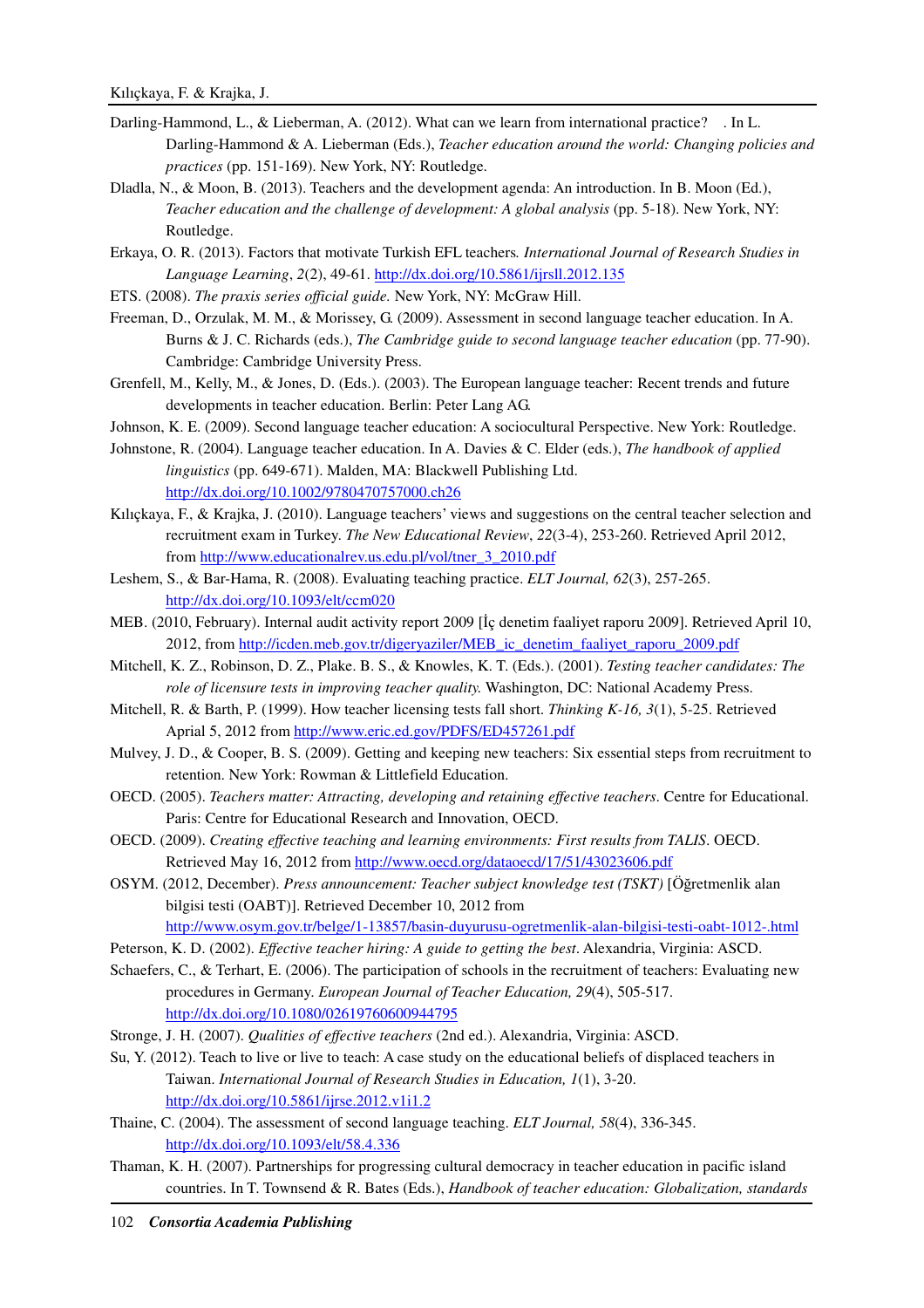Darling-Hammond, L., & Lieberman, A. (2012). What can we learn from international practice? . In L. Darling-Hammond & A. Lieberman (Eds.), *Teacher education around the world: Changing policies and practices* (pp. 151-169). New York, NY: Routledge.

Dladla, N., & Moon, B. (2013). Teachers and the development agenda: An introduction. In B. Moon (Ed.), *Teacher education and the challenge of development: A global analysis* (pp. 5-18). New York, NY: Routledge.

Erkaya, O. R. (2013). Factors that motivate Turkish EFL teachers*. International Journal of Research Studies in Language Learning*, *2*(2), 49-61. http://dx.doi.org/10.5861/ijrsll.2012.135

ETS. (2008). *The praxis series official guide.* New York, NY: McGraw Hill.

Freeman, D., Orzulak, M. M., & Morissey, G. (2009). Assessment in second language teacher education. In A. Burns & J. C. Richards (eds.), *The Cambridge guide to second language teacher education* (pp. 77-90). Cambridge: Cambridge University Press.

Grenfell, M., Kelly, M., & Jones, D. (Eds.). (2003). The European language teacher: Recent trends and future developments in teacher education. Berlin: Peter Lang AG.

Johnson, K. E. (2009). Second language teacher education: A sociocultural Perspective. New York: Routledge.

Johnstone, R. (2004). Language teacher education. In A. Davies & C. Elder (eds.), *The handbook of applied linguistics* (pp. 649-671). Malden, MA: Blackwell Publishing Ltd. http://dx.doi.org/10.1002/9780470757000.ch26

Kılıçkaya, F., & Krajka, J. (2010). Language teachers' views and suggestions on the central teacher selection and recruitment exam in Turkey. *The New Educational Review*, *22*(3-4), 253-260. Retrieved April 2012, from http://www.educationalrev.us.edu.pl/vol/tner_3_2010.pdf

Leshem, S., & Bar-Hama, R. (2008). Evaluating teaching practice. *ELT Journal, 62*(3), 257-265. http://dx.doi.org/10.1093/elt/ccm020

MEB. (2010, February). Internal audit activity report 2009 [İç denetim faaliyet raporu 2009]. Retrieved April 10, 2012, from http://icden.meb.gov.tr/digeryaziler/MEB_ic_denetim_faaliyet_raporu_2009.pdf

Mitchell, K. Z., Robinson, D. Z., Plake. B. S., & Knowles, K. T. (Eds.). (2001). *Testing teacher candidates: The role of licensure tests in improving teacher quality.* Washington, DC: National Academy Press.

Mitchell, R. & Barth, P. (1999). How teacher licensing tests fall short. *Thinking K-16, 3*(1), 5-25. Retrieved Aprial 5, 2012 from http://www.eric.ed.gov/PDFS/ED457261.pdf

Mulvey, J. D., & Cooper, B. S. (2009). Getting and keeping new teachers: Six essential steps from recruitment to retention. New York: Rowman & Littlefield Education.

OECD. (2005). *Teachers matter: Attracting, developing and retaining effective teachers*. Centre for Educational. Paris: Centre for Educational Research and Innovation, OECD.

OECD. (2009). *Creating effective teaching and learning environments: First results from TALIS*. OECD. Retrieved May 16, 2012 from http://www.oecd.org/dataoecd/17/51/43023606.pdf

OSYM. (2012, December). *Press announcement: Teacher subject knowledge test (TSKT)* [Öğretmenlik alan bilgisi testi (OABT)]. Retrieved December 10, 2012 from http://www.osym.gov.tr/belge/1-13857/basin-duyurusu-ogretmenlik-alan-bilgisi-testi-oabt-1012-.html

Peterson, K. D. (2002). *Effective teacher hiring: A guide to getting the best*. Alexandria, Virginia: ASCD.

Schaefers, C., & Terhart, E. (2006). The participation of schools in the recruitment of teachers: Evaluating new procedures in Germany. *European Journal of Teacher Education, 29*(4), 505-517. http://dx.doi.org/10.1080/02619760600944795

Stronge, J. H. (2007). *Qualities of effective teachers* (2nd ed.). Alexandria, Virginia: ASCD.

Su, Y. (2012). Teach to live or live to teach: A case study on the educational beliefs of displaced teachers in Taiwan. *International Journal of Research Studies in Education, 1*(1), 3-20. http://dx.doi.org/10.5861/ijrse.2012.v1i1.2

Thaine, C. (2004). The assessment of second language teaching. *ELT Journal, 58*(4), 336-345. http://dx.doi.org/10.1093/elt/58.4.336

Thaman, K. H. (2007). Partnerships for progressing cultural democracy in teacher education in pacific island countries. In T. Townsend & R. Bates (Eds.), *Handbook of teacher education: Globalization, standards*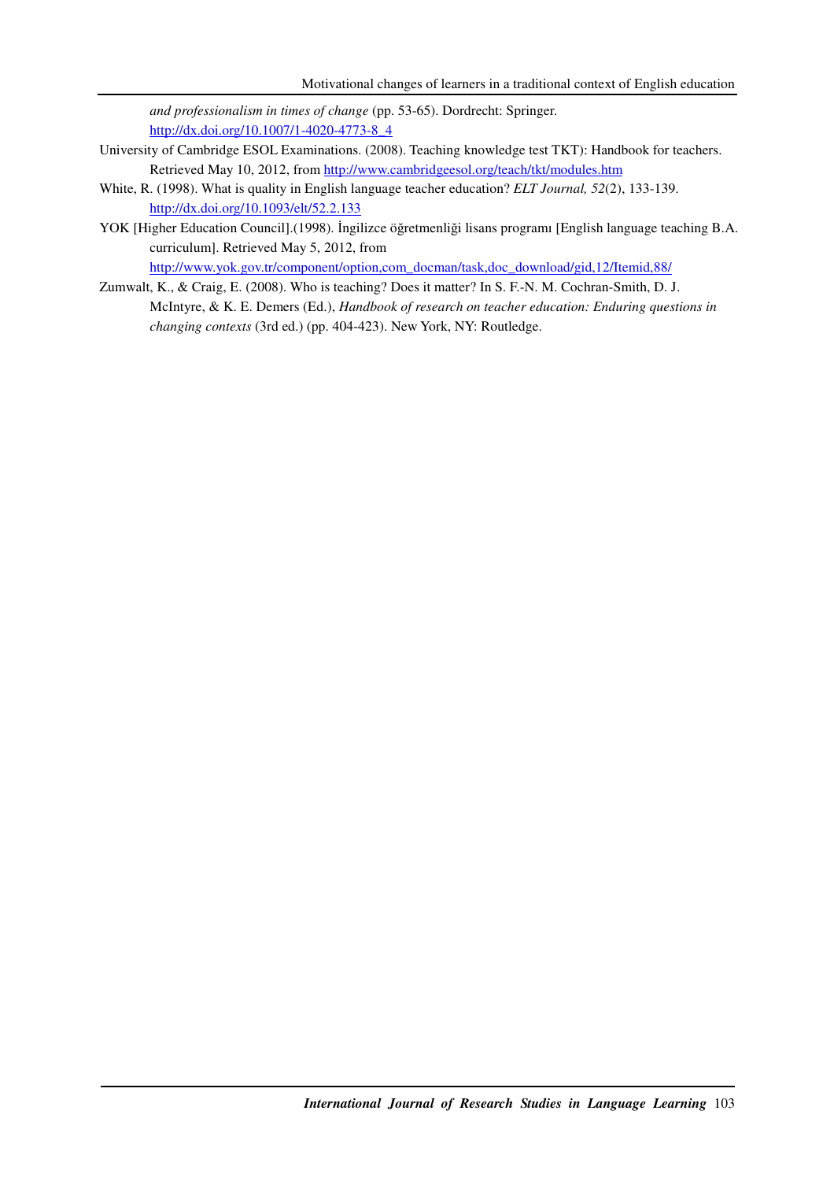*and professionalism in times of change* (pp. 53-65). Dordrecht: Springer. http://dx.doi.org/10.1007/1-4020-4773-8_4

University of Cambridge ESOL Examinations. (2008). Teaching knowledge test TKT): Handbook for teachers. Retrieved May 10, 2012, from http://www.cambridgeesol.org/teach/tkt/modules.htm

White, R. (1998). What is quality in English language teacher education? *ELT Journal, 52*(2), 133-139. http://dx.doi.org/10.1093/elt/52.2.133

YOK [Higher Education Council].(1998). İngilizce öğretmenliği lisans programı [English language teaching B.A. curriculum]. Retrieved May 5, 2012, from http://www.yok.gov.tr/component/option,com_docman/task,doc_download/gid,12/Itemid,88/

Zumwalt, K., & Craig, E. (2008). Who is teaching? Does it matter? In S. F.-N. M. Cochran-Smith, D. J. McIntyre, & K. E. Demers (Ed.), *Handbook of research on teacher education: Enduring questions in changing contexts* (3rd ed.) (pp. 404-423). New York, NY: Routledge.